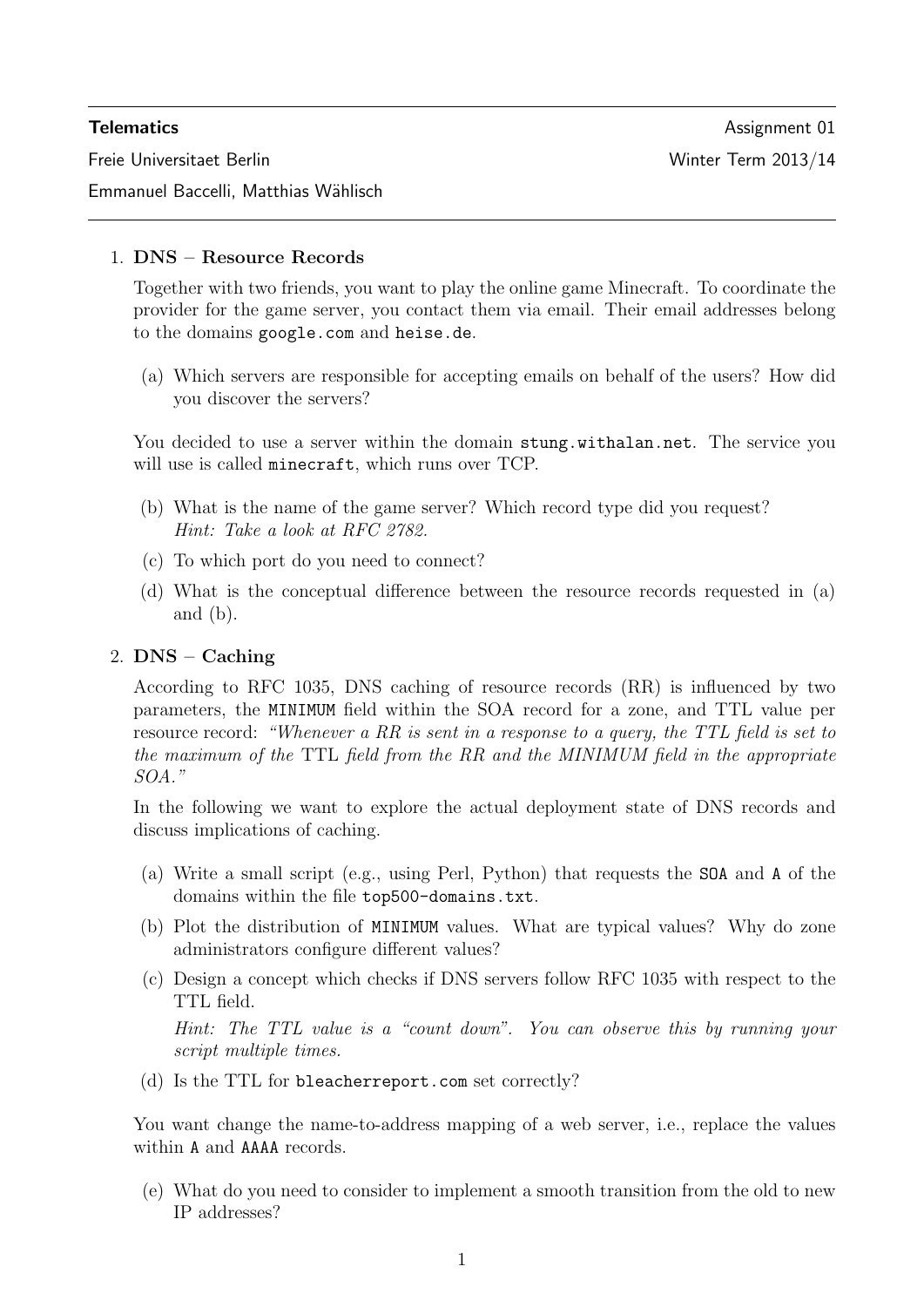**Telematics** Assignment 01

Freie Universitaet Berlin Winter Term 2013/14

Emmanuel Baccelli, Matthias Wählisch

---

1. **DNS – Resource Records**

   Together with two friends, you want to play the online game Minecraft. To coordinate the provider for the game server, you contact them via email. Their email addresses belong to the domains `google.com` and `heise.de`.

   (a) Which servers are responsible for accepting emails on behalf of the users? How did you discover the servers?

   You decided to use a server within the domain `stung.withalan.net`. The service you will use is called `minecraft`, which runs over TCP.

   (b) What is the name of the game server? Which record type did you request?
   *Hint: Take a look at RFC 2782.*

   (c) To which port do you need to connect?

   (d) What is the conceptual difference between the resource records requested in (a) and (b).

2. **DNS – Caching**

   According to RFC 1035, DNS caching of resource records (RR) is influenced by two parameters, the `MINIMUM` field within the SOA record for a zone, and TTL value per resource record: *"Whenever a RR is sent in a response to a query, the TTL field is set to the maximum of the* TTL *field from the RR and the MINIMUM field in the appropriate SOA."*

   In the following we want to explore the actual deployment state of DNS records and discuss implications of caching.

   (a) Write a small script (e.g., using Perl, Python) that requests the `SOA` and `A` of the domains within the file `top500-domains.txt`.

   (b) Plot the distribution of `MINIMUM` values. What are typical values? Why do zone administrators configure different values?

   (c) Design a concept which checks if DNS servers follow RFC 1035 with respect to the TTL field.
   *Hint: The TTL value is a "count down". You can observe this by running your script multiple times.*

   (d) Is the TTL for `bleacherreport.com` set correctly?

   You want change the name-to-address mapping of a web server, i.e., replace the values within `A` and `AAAA` records.

   (e) What do you need to consider to implement a smooth transition from the old to new IP addresses?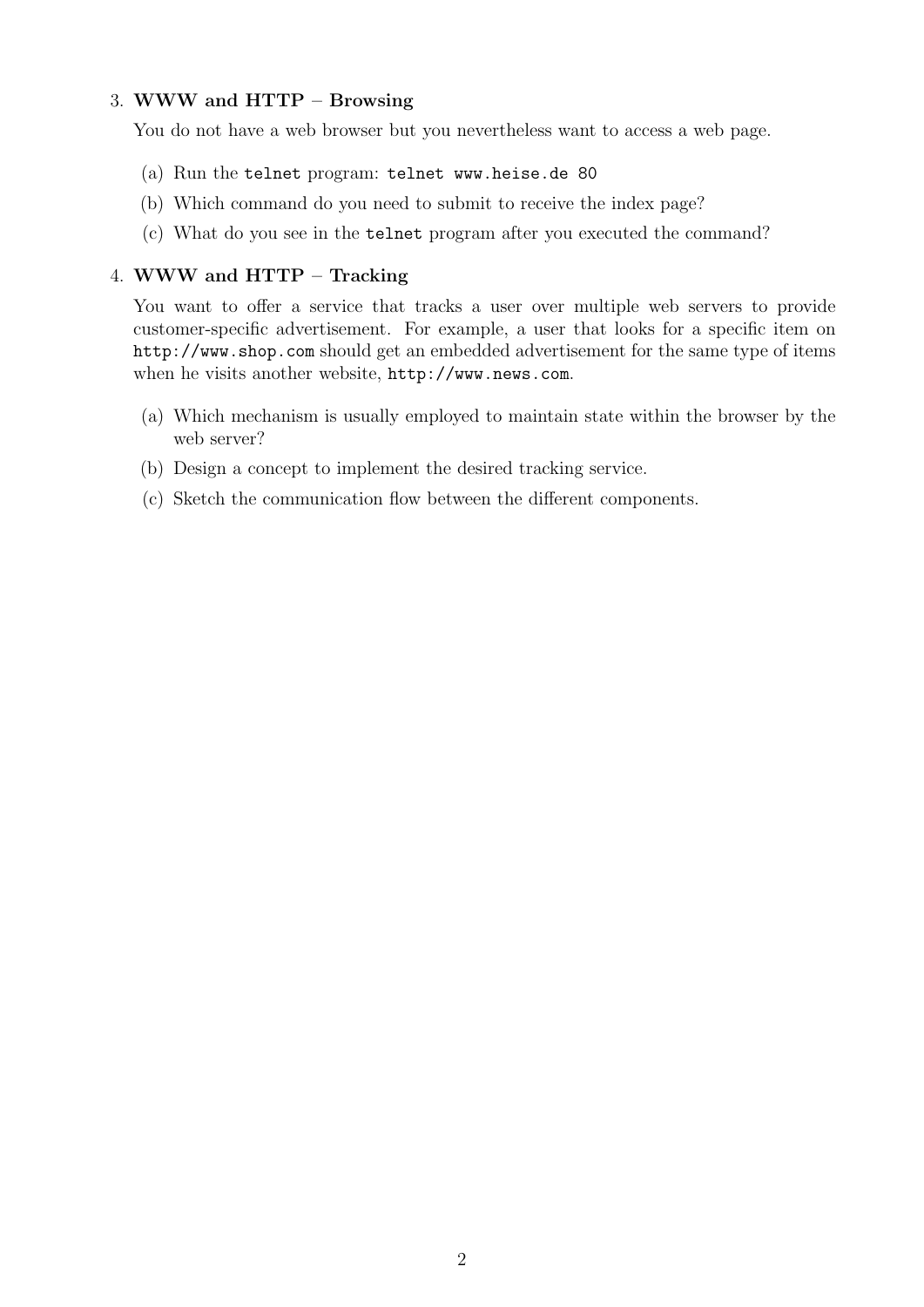3. **WWW and HTTP – Browsing**

   You do not have a web browser but you nevertheless want to access a web page.

   (a) Run the `telnet` program: `telnet www.heise.de 80`

   (b) Which command do you need to submit to receive the index page?

   (c) What do you see in the `telnet` program after you executed the command?

4. **WWW and HTTP – Tracking**

   You want to offer a service that tracks a user over multiple web servers to provide customer-specific advertisement. For example, a user that looks for a specific item on `http://www.shop.com` should get an embedded advertisement for the same type of items when he visits another website, `http://www.news.com`.

   (a) Which mechanism is usually employed to maintain state within the browser by the web server?

   (b) Design a concept to implement the desired tracking service.

   (c) Sketch the communication flow between the different components.